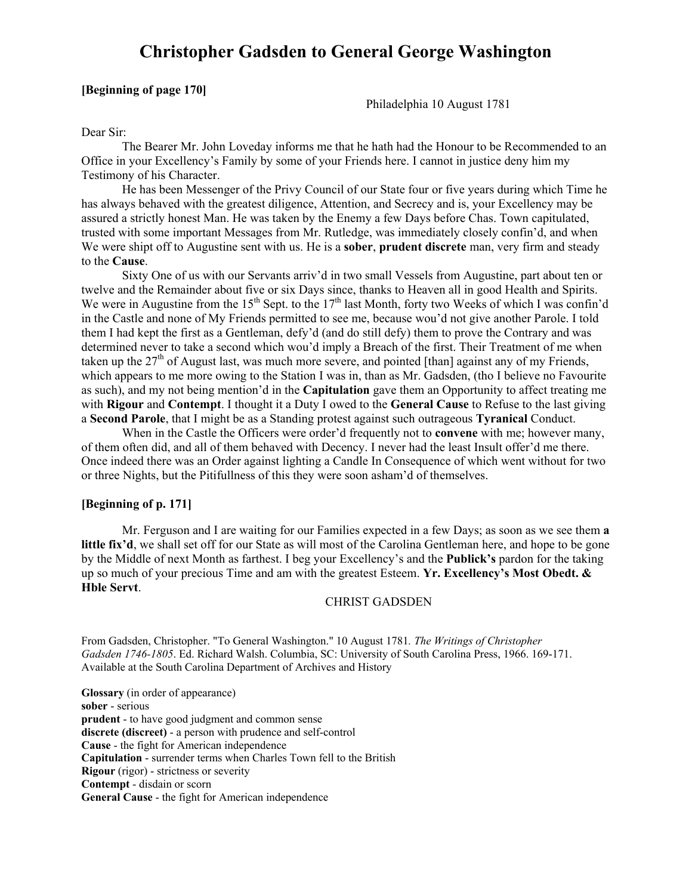# Christopher Gadsden to General George Washington

**[Beginning of page 170]**

Philadelphia 10 August 1781

Dear Sir:

The Bearer Mr. John Loveday informs me that he hath had the Honour to be Recommended to an Office in your Excellency's Family by some of your Friends here. I cannot in justice deny him my Testimony of his Character.

He has been Messenger of the Privy Council of our State four or five years during which Time he has always behaved with the greatest diligence, Attention, and Secrecy and is, your Excellency may be assured a strictly honest Man. He was taken by the Enemy a few Days before Chas. Town capitulated, trusted with some important Messages from Mr. Rutledge, was immediately closely confin'd, and when We were shipt off to Augustine sent with us. He is a **sober**, **prudent discrete** man, very firm and steady to the **Cause**.

Sixty One of us with our Servants arriv'd in two small Vessels from Augustine, part about ten or twelve and the Remainder about five or six Days since, thanks to Heaven all in good Health and Spirits. We were in Augustine from the 15th Sept. to the 17th last Month, forty two Weeks of which I was confin'd in the Castle and none of My Friends permitted to see me, because wou'd not give another Parole. I told them I had kept the first as a Gentleman, defy'd (and do still defy) them to prove the Contrary and was determined never to take a second which wou'd imply a Breach of the first. Their Treatment of me when taken up the 27th of August last, was much more severe, and pointed [than] against any of my Friends, which appears to me more owing to the Station I was in, than as Mr. Gadsden, (tho I believe no Favourite as such), and my not being mention'd in the **Capitulation** gave them an Opportunity to affect treating me with **Rigour** and **Contempt**. I thought it a Duty I owed to the **General Cause** to Refuse to the last giving a **Second Parole**, that I might be as a Standing protest against such outrageous **Tyranical** Conduct.

When in the Castle the Officers were order'd frequently not to **convene** with me; however many, of them often did, and all of them behaved with Decency. I never had the least Insult offer'd me there. Once indeed there was an Order against lighting a Candle In Consequence of which went without for two or three Nights, but the Pitifullness of this they were soon asham'd of themselves.

**[Beginning of p. 171]**

Mr. Ferguson and I are waiting for our Families expected in a few Days; as soon as we see them **a little fix'd**, we shall set off for our State as will most of the Carolina Gentleman here, and hope to be gone by the Middle of next Month as farthest. I beg your Excellency's and the **Publick's** pardon for the taking up so much of your precious Time and am with the greatest Esteem. **Yr. Excellency's Most Obedt. & Hble Servt**.

CHRIST GADSDEN

From Gadsden, Christopher. "To General Washington." 10 August 1781. *The Writings of Christopher Gadsden 1746-1805*. Ed. Richard Walsh. Columbia, SC: University of South Carolina Press, 1966. 169-171. Available at the South Carolina Department of Archives and History

**Glossary** (in order of appearance)

**sober** - serious
**prudent** - to have good judgment and common sense
**discrete (discreet)** - a person with prudence and self-control
**Cause** - the fight for American independence
**Capitulation** - surrender terms when Charles Town fell to the British
**Rigour** (rigor) - strictness or severity
**Contempt** - disdain or scorn
**General Cause** - the fight for American independence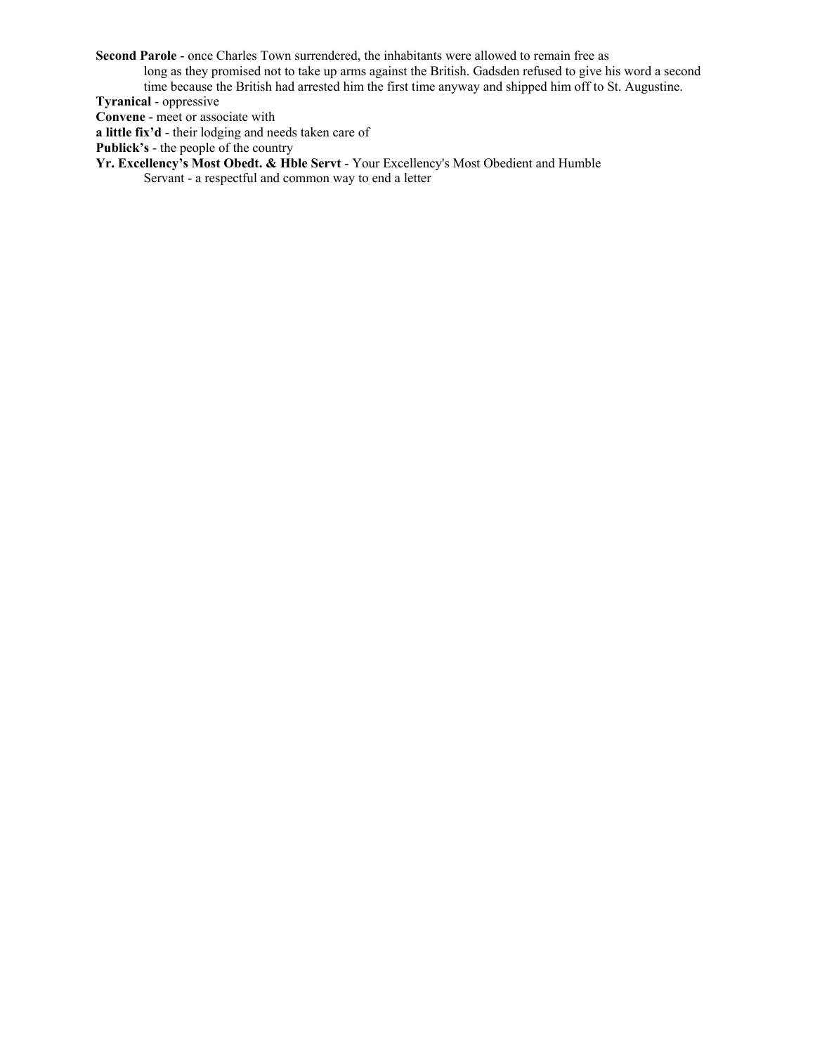**Second Parole** - once Charles Town surrendered, the inhabitants were allowed to remain free as long as they promised not to take up arms against the British. Gadsden refused to give his word a second time because the British had arrested him the first time anyway and shipped him off to St. Augustine.

**Tyranical** - oppressive

**Convene** - meet or associate with

**a little fix'd** - their lodging and needs taken care of

**Publick's** - the people of the country

**Yr. Excellency's Most Obedt. & Hble Servt** - Your Excellency's Most Obedient and Humble Servant - a respectful and common way to end a letter